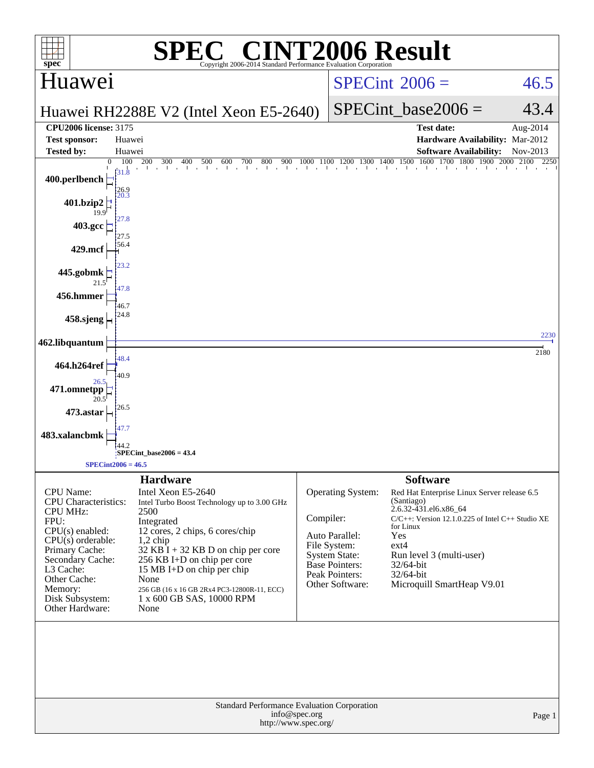# SPEC® CINT2006 Result

Copyright 2006-2014 Standard Performance Evaluation Corporation

## Huawei

**Huawei RH2288E V2 (Intel Xeon E5-2640)**

SPECint® 2006 = 46.5

SPECint_base2006 = 43.4

| | | | |
|---|---|---|---|
| **CPU2006 license:** | 3175 | **Test date:** | Aug-2014 |
| **Test sponsor:** | Huawei | **Hardware Availability:** | Mar-2012 |
| **Tested by:** | Huawei | **Software Availability:** | Nov-2013 |

| Benchmark | Peak | Base |
|---|---|---|
| 400.perlbench | 31.8 | 26.9 |
| 401.bzip2 | 20.3 | 19.9 |
| 403.gcc | 27.8 | 27.5 |
| 429.mcf | 56.4 | |
| 445.gobmk | 23.2 | 21.5 |
| 456.hmmer | 47.8 | 46.7 |
| 458.sjeng | 24.8 | |
| 462.libquantum | 2230 | 2180 |
| 464.h264ref | 48.4 | 40.9 |
| 471.omnetpp | 26.5 | 20.5 |
| 473.astar | 26.5 | |
| 483.xalancbmk | 47.7 | 44.2 |

SPECint_base2006 = 43.4

SPECint2006 = 46.5

### Hardware

| | |
|---|---|
| CPU Name: | Intel Xeon E5-2640 |
| CPU Characteristics: | Intel Turbo Boost Technology up to 3.00 GHz |
| CPU MHz: | 2500 |
| FPU: | Integrated |
| CPU(s) enabled: | 12 cores, 2 chips, 6 cores/chip |
| CPU(s) orderable: | 1,2 chip |
| Primary Cache: | 32 KB I + 32 KB D on chip per core |
| Secondary Cache: | 256 KB I+D on chip per core |
| L3 Cache: | 15 MB I+D on chip per chip |
| Other Cache: | None |
| Memory: | 256 GB (16 x 16 GB 2Rx4 PC3-12800R-11, ECC) |
| Disk Subsystem: | 1 x 600 GB SAS, 10000 RPM |
| Other Hardware: | None |

### Software

| | |
|---|---|
| Operating System: | Red Hat Enterprise Linux Server release 6.5 (Santiago) 2.6.32-431.el6.x86_64 |
| Compiler: | C/C++: Version 12.1.0.225 of Intel C++ Studio XE for Linux |
| Auto Parallel: | Yes |
| File System: | ext4 |
| System State: | Run level 3 (multi-user) |
| Base Pointers: | 32/64-bit |
| Peak Pointers: | 32/64-bit |
| Other Software: | Microquill SmartHeap V9.01 |

Standard Performance Evaluation Corporation
info@spec.org
http://www.spec.org/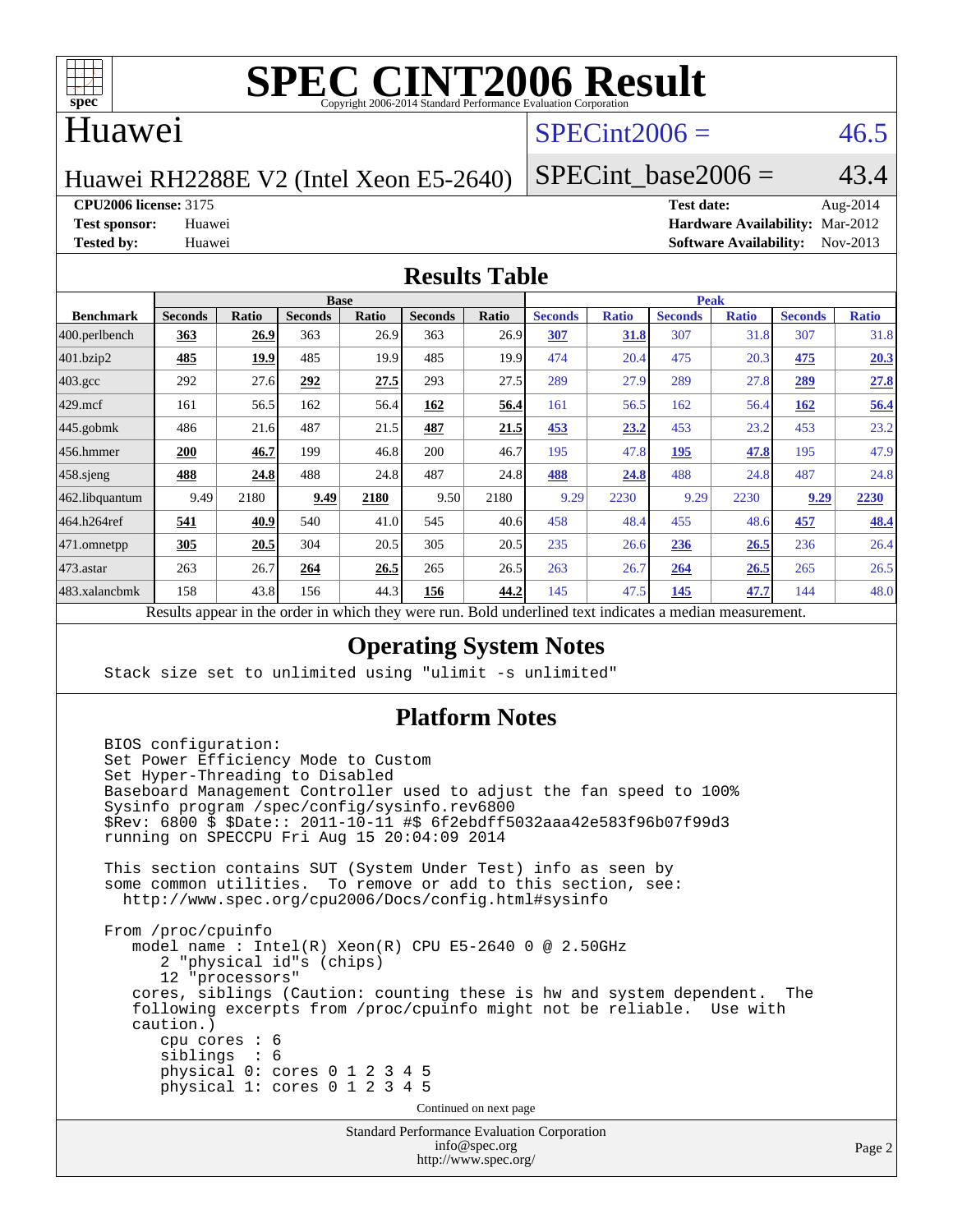# SPEC CINT2006 Result

Copyright 2006-2014 Standard Performance Evaluation Corporation

## Huawei

Huawei RH2288E V2 (Intel Xeon E5-2640)

SPECint2006 = 46.5

SPECint_base2006 = 43.4

**CPU2006 license:** 3175
**Test sponsor:** Huawei
**Tested by:** Huawei

**Test date:** Aug-2014
**Hardware Availability:** Mar-2012
**Software Availability:** Nov-2013

## Results Table

| Benchmark | Base | | | | | | Peak | | | | | |
|---|---|---|---|---|---|---|---|---|---|---|---|---|
| | Seconds | Ratio | Seconds | Ratio | Seconds | Ratio | Seconds | Ratio | Seconds | Ratio | Seconds | Ratio |
| 400.perlbench | **363** | **26.9** | 363 | 26.9 | 363 | 26.9 | **307** | **31.8** | 307 | 31.8 | 307 | 31.8 |
| 401.bzip2 | **485** | **19.9** | 485 | 19.9 | 485 | 19.9 | 474 | 20.4 | 475 | 20.3 | **475** | **20.3** |
| 403.gcc | 292 | 27.6 | **292** | **27.5** | 293 | 27.5 | 289 | 27.9 | 289 | 27.8 | **289** | **27.8** |
| 429.mcf | 161 | 56.5 | 162 | 56.4 | **162** | **56.4** | 161 | 56.5 | 162 | 56.4 | **162** | **56.4** |
| 445.gobmk | 486 | 21.6 | 487 | 21.5 | **487** | **21.5** | **453** | **23.2** | 453 | 23.2 | 453 | 23.2 |
| 456.hmmer | **200** | **46.7** | 199 | 46.8 | 200 | 46.7 | 195 | 47.8 | **195** | **47.8** | 195 | 47.9 |
| 458.sjeng | **488** | **24.8** | 488 | 24.8 | 487 | 24.8 | **488** | **24.8** | 488 | 24.8 | 487 | 24.8 |
| 462.libquantum | 9.49 | 2180 | **9.49** | **2180** | 9.50 | 2180 | 9.29 | 2230 | 9.29 | 2230 | **9.29** | **2230** |
| 464.h264ref | **541** | **40.9** | 540 | 41.0 | 545 | 40.6 | 458 | 48.4 | 455 | 48.6 | **457** | **48.4** |
| 471.omnetpp | **305** | **20.5** | 304 | 20.5 | 305 | 20.5 | 235 | 26.6 | **236** | **26.5** | 236 | 26.4 |
| 473.astar | 263 | 26.7 | **264** | **26.5** | 265 | 26.5 | 263 | 26.7 | **264** | **26.5** | 265 | 26.5 |
| 483.xalancbmk | 158 | 43.8 | 156 | 44.3 | **156** | **44.2** | 145 | 47.5 | **145** | **47.7** | 144 | 48.0 |

Results appear in the order in which they were run. Bold underlined text indicates a median measurement.

## Operating System Notes

```
Stack size set to unlimited using "ulimit -s unlimited"
```

## Platform Notes

```
BIOS configuration:
Set Power Efficiency Mode to Custom
Set Hyper-Threading to Disabled
Baseboard Management Controller used to adjust the fan speed to 100%
Sysinfo program /spec/config/sysinfo.rev6800
$Rev: 6800 $ $Date:: 2011-10-11 #$ 6f2ebdff5032aaa42e583f96b07f99d3
running on SPECCPU Fri Aug 15 20:04:09 2014

This section contains SUT (System Under Test) info as seen by
some common utilities.  To remove or add to this section, see:
  http://www.spec.org/cpu2006/Docs/config.html#sysinfo

From /proc/cpuinfo
   model name : Intel(R) Xeon(R) CPU E5-2640 0 @ 2.50GHz
      2 "physical id"s (chips)
      12 "processors"
   cores, siblings (Caution: counting these is hw and system dependent.  The
   following excerpts from /proc/cpuinfo might not be reliable.  Use with
   caution.)
      cpu cores : 6
      siblings  : 6
      physical 0: cores 0 1 2 3 4 5
      physical 1: cores 0 1 2 3 4 5
```

Continued on next page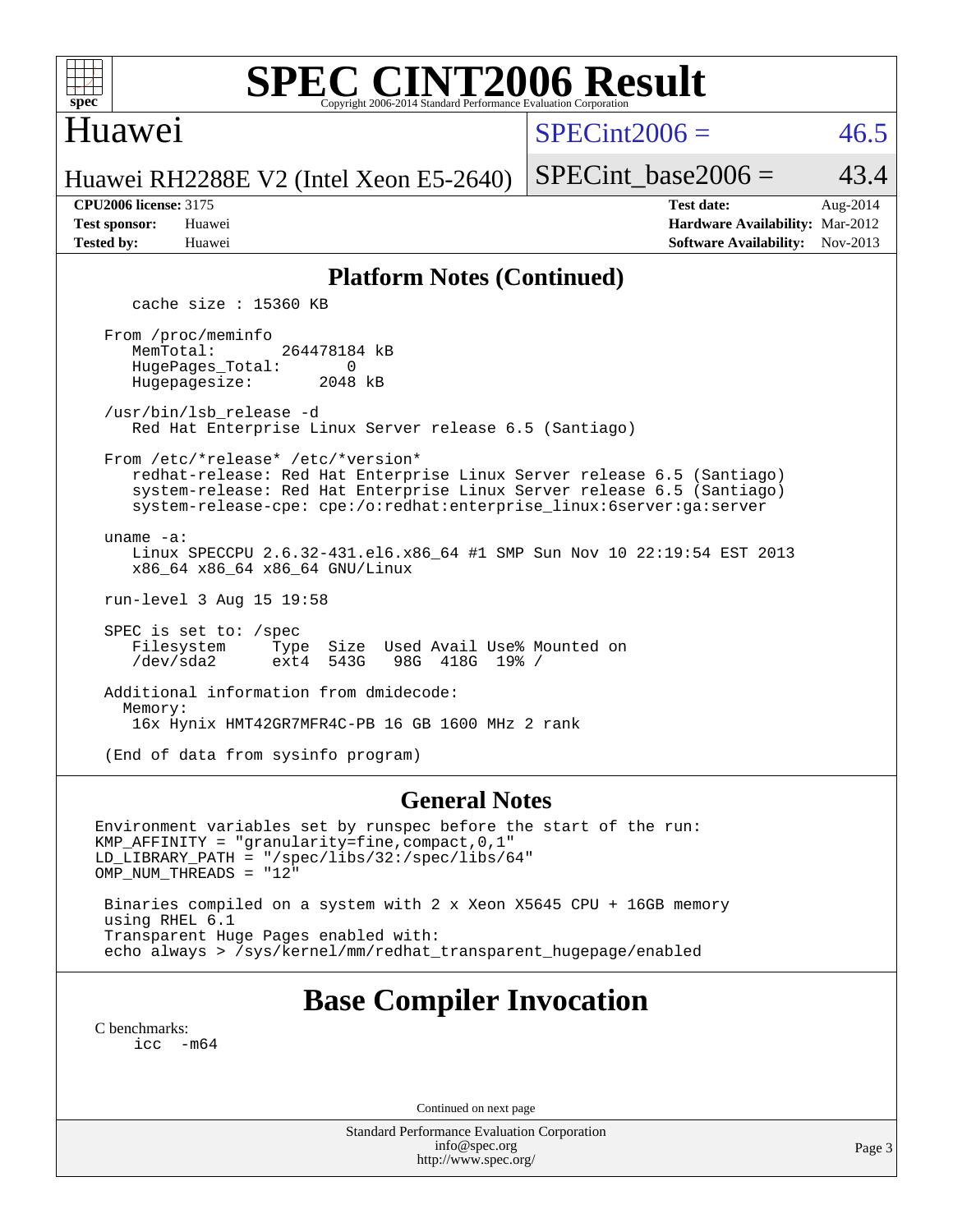# SPEC CINT2006 Result

Copyright 2006-2014 Standard Performance Evaluation Corporation

## Huawei

Huawei RH2288E V2 (Intel Xeon E5-2640)

SPECint2006 = 46.5

SPECint_base2006 = 43.4

**CPU2006 license:** 3175
**Test sponsor:** Huawei
**Tested by:** Huawei

**Test date:** Aug-2014
**Hardware Availability:** Mar-2012
**Software Availability:** Nov-2013

## Platform Notes (Continued)

```
      cache size : 15360 KB

   From /proc/meminfo
      MemTotal:       264478184 kB
      HugePages_Total:       0
      Hugepagesize:       2048 kB

   /usr/bin/lsb_release -d
      Red Hat Enterprise Linux Server release 6.5 (Santiago)

   From /etc/*release* /etc/*version*
      redhat-release: Red Hat Enterprise Linux Server release 6.5 (Santiago)
      system-release: Red Hat Enterprise Linux Server release 6.5 (Santiago)
      system-release-cpe: cpe:/o:redhat:enterprise_linux:6server:ga:server

   uname -a:
      Linux SPECCPU 2.6.32-431.el6.x86_64 #1 SMP Sun Nov 10 22:19:54 EST 2013
      x86_64 x86_64 x86_64 GNU/Linux

   run-level 3 Aug 15 19:58

   SPEC is set to: /spec
      Filesystem     Type  Size  Used Avail Use% Mounted on
      /dev/sda2      ext4  543G   98G  418G  19% /

   Additional information from dmidecode:
     Memory:
      16x Hynix HMT42GR7MFR4C-PB 16 GB 1600 MHz 2 rank

   (End of data from sysinfo program)
```

## General Notes

```
Environment variables set by runspec before the start of the run:
KMP_AFFINITY = "granularity=fine,compact,0,1"
LD_LIBRARY_PATH = "/spec/libs/32:/spec/libs/64"
OMP_NUM_THREADS = "12"

 Binaries compiled on a system with 2 x Xeon X5645 CPU + 16GB memory
 using RHEL 6.1
 Transparent Huge Pages enabled with:
 echo always > /sys/kernel/mm/redhat_transparent_hugepage/enabled
```

## Base Compiler Invocation

C benchmarks:

```
icc  -m64
```

Continued on next page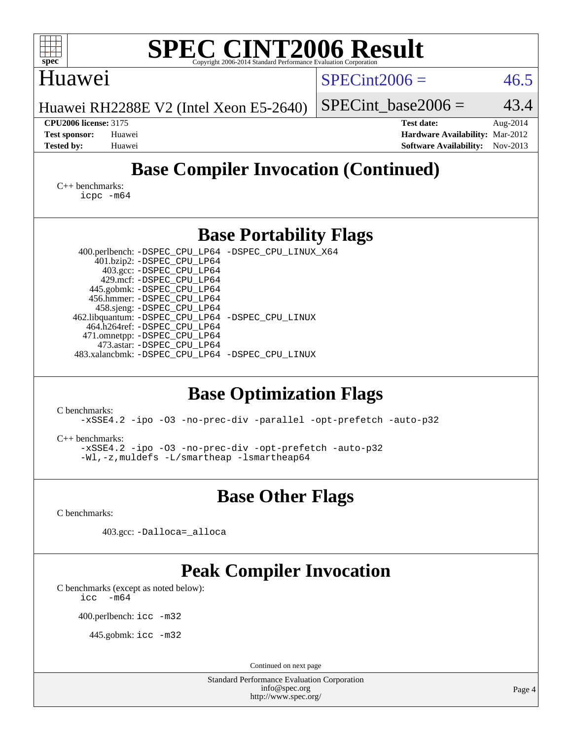## Base Compiler Invocation (Continued)

C++ benchmarks:
```
icpc -m64
```

## Base Portability Flags

400.perlbench: `-DSPEC_CPU_LP64 -DSPEC_CPU_LINUX_X64`
401.bzip2: `-DSPEC_CPU_LP64`
403.gcc: `-DSPEC_CPU_LP64`
429.mcf: `-DSPEC_CPU_LP64`
445.gobmk: `-DSPEC_CPU_LP64`
456.hmmer: `-DSPEC_CPU_LP64`
458.sjeng: `-DSPEC_CPU_LP64`
462.libquantum: `-DSPEC_CPU_LP64 -DSPEC_CPU_LINUX`
464.h264ref: `-DSPEC_CPU_LP64`
471.omnetpp: `-DSPEC_CPU_LP64`
473.astar: `-DSPEC_CPU_LP64`
483.xalancbmk: `-DSPEC_CPU_LP64 -DSPEC_CPU_LINUX`

## Base Optimization Flags

C benchmarks:
```
-xSSE4.2 -ipo -O3 -no-prec-div -parallel -opt-prefetch -auto-p32
```

C++ benchmarks:
```
-xSSE4.2 -ipo -O3 -no-prec-div -opt-prefetch -auto-p32
-Wl,-z,muldefs -L/smartheap -lsmartheap64
```

## Base Other Flags

C benchmarks:

403.gcc: `-Dalloca=_alloca`

## Peak Compiler Invocation

C benchmarks (except as noted below):
```
icc  -m64
```

400.perlbench: `icc -m32`

445.gobmk: `icc -m32`

Continued on next page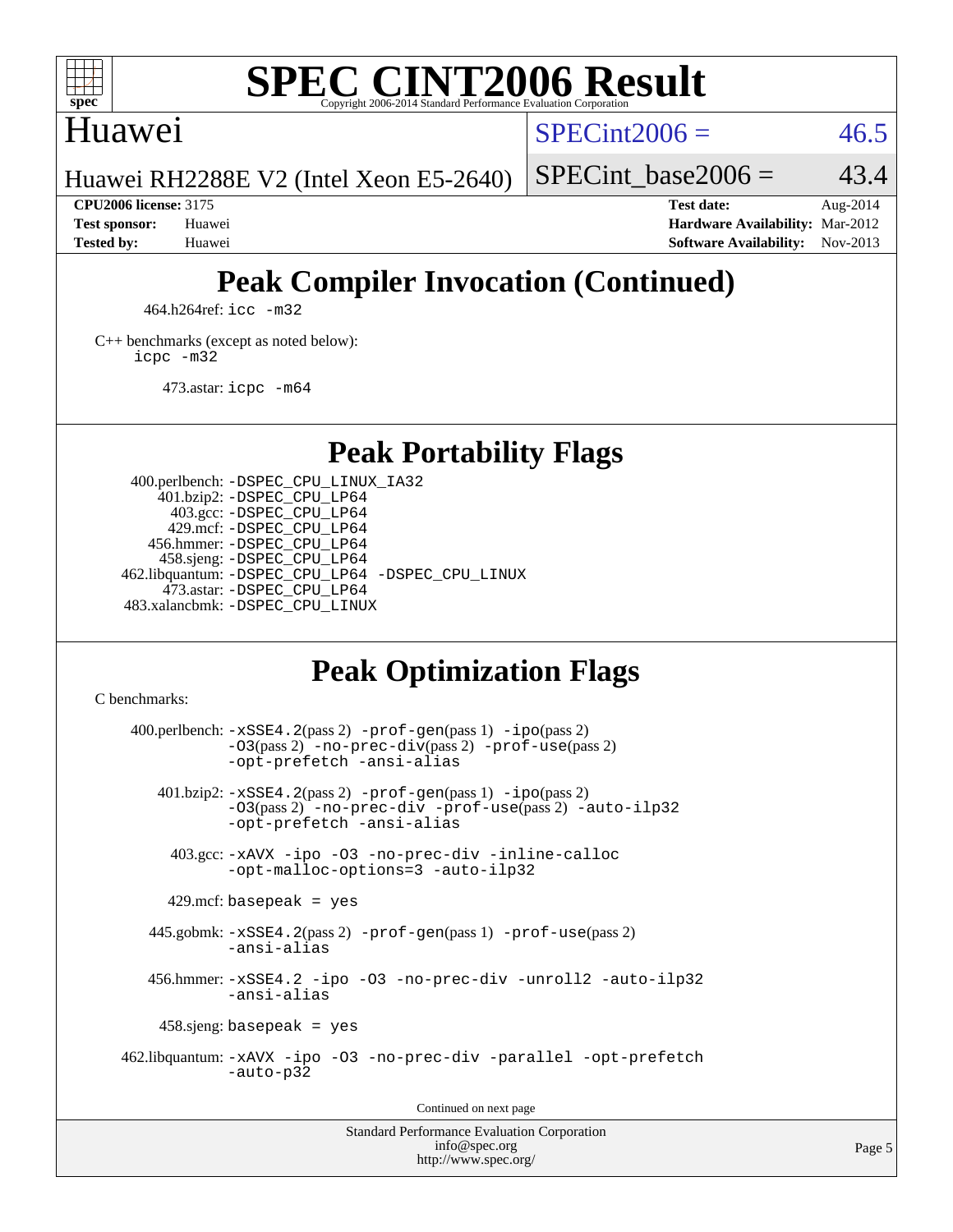# SPEC CINT2006 Result

Copyright 2006-2014 Standard Performance Evaluation Corporation

## Huawei

Huawei RH2288E V2 (Intel Xeon E5-2640)

SPECint2006 = 46.5

SPECint_base2006 = 43.4

**CPU2006 license:** 3175
**Test sponsor:** Huawei
**Tested by:** Huawei

**Test date:** Aug-2014
**Hardware Availability:** Mar-2012
**Software Availability:** Nov-2013

## Peak Compiler Invocation (Continued)

464.h264ref: `icc -m32`

C++ benchmarks (except as noted below):
`icpc -m32`

473.astar: `icpc -m64`

## Peak Portability Flags

400.perlbench: `-DSPEC_CPU_LINUX_IA32`
401.bzip2: `-DSPEC_CPU_LP64`
403.gcc: `-DSPEC_CPU_LP64`
429.mcf: `-DSPEC_CPU_LP64`
456.hmmer: `-DSPEC_CPU_LP64`
458.sjeng: `-DSPEC_CPU_LP64`
462.libquantum: `-DSPEC_CPU_LP64 -DSPEC_CPU_LINUX`
473.astar: `-DSPEC_CPU_LP64`
483.xalancbmk: `-DSPEC_CPU_LINUX`

## Peak Optimization Flags

C benchmarks:

400.perlbench: `-xSSE4.2`(pass 2) `-prof-gen`(pass 1) `-ipo`(pass 2) `-O3`(pass 2) `-no-prec-div`(pass 2) `-prof-use`(pass 2) `-opt-prefetch -ansi-alias`

401.bzip2: `-xSSE4.2`(pass 2) `-prof-gen`(pass 1) `-ipo`(pass 2) `-O3`(pass 2) `-no-prec-div -prof-use`(pass 2) `-auto-ilp32 -opt-prefetch -ansi-alias`

403.gcc: `-xAVX -ipo -O3 -no-prec-div -inline-calloc -opt-malloc-options=3 -auto-ilp32`

429.mcf: `basepeak = yes`

445.gobmk: `-xSSE4.2`(pass 2) `-prof-gen`(pass 1) `-prof-use`(pass 2) `-ansi-alias`

456.hmmer: `-xSSE4.2 -ipo -O3 -no-prec-div -unroll2 -auto-ilp32 -ansi-alias`

458.sjeng: `basepeak = yes`

462.libquantum: `-xAVX -ipo -O3 -no-prec-div -parallel -opt-prefetch -auto-p32`

Continued on next page

Standard Performance Evaluation Corporation
info@spec.org
http://www.spec.org/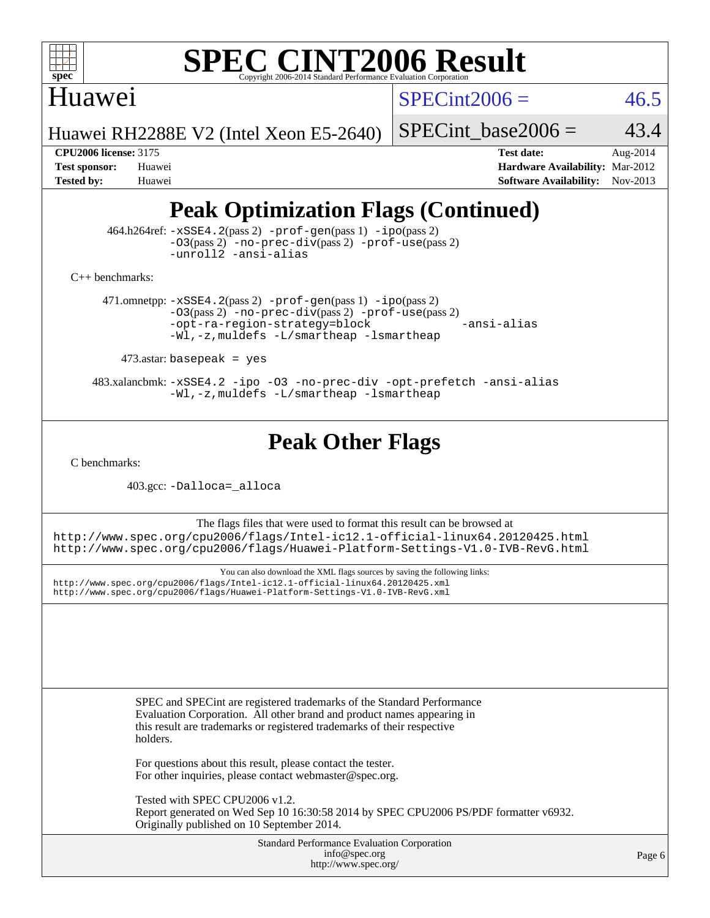# Peak Optimization Flags (Continued)

464.h264ref: -xSSE4.2(pass 2) -prof-gen(pass 1) -ipo(pass 2) -O3(pass 2) -no-prec-div(pass 2) -prof-use(pass 2) -unroll2 -ansi-alias

C++ benchmarks:

471.omnetpp: -xSSE4.2(pass 2) -prof-gen(pass 1) -ipo(pass 2) -O3(pass 2) -no-prec-div(pass 2) -prof-use(pass 2) -opt-ra-region-strategy=block -ansi-alias -Wl,-z,muldefs -L/smartheap -lsmartheap

473.astar: basepeak = yes

483.xalancbmk: -xSSE4.2 -ipo -O3 -no-prec-div -opt-prefetch -ansi-alias -Wl,-z,muldefs -L/smartheap -lsmartheap

# Peak Other Flags

C benchmarks:

403.gcc: -Dalloca=_alloca

The flags files that were used to format this result can be browsed at
http://www.spec.org/cpu2006/flags/Intel-ic12.1-official-linux64.20120425.html
http://www.spec.org/cpu2006/flags/Huawei-Platform-Settings-V1.0-IVB-RevG.html

You can also download the XML flags sources by saving the following links:
http://www.spec.org/cpu2006/flags/Intel-ic12.1-official-linux64.20120425.xml
http://www.spec.org/cpu2006/flags/Huawei-Platform-Settings-V1.0-IVB-RevG.xml

SPEC and SPECint are registered trademarks of the Standard Performance Evaluation Corporation. All other brand and product names appearing in this result are trademarks or registered trademarks of their respective holders.

For questions about this result, please contact the tester.
For other inquiries, please contact webmaster@spec.org.

Tested with SPEC CPU2006 v1.2.
Report generated on Wed Sep 10 16:30:58 2014 by SPEC CPU2006 PS/PDF formatter v6932.
Originally published on 10 September 2014.